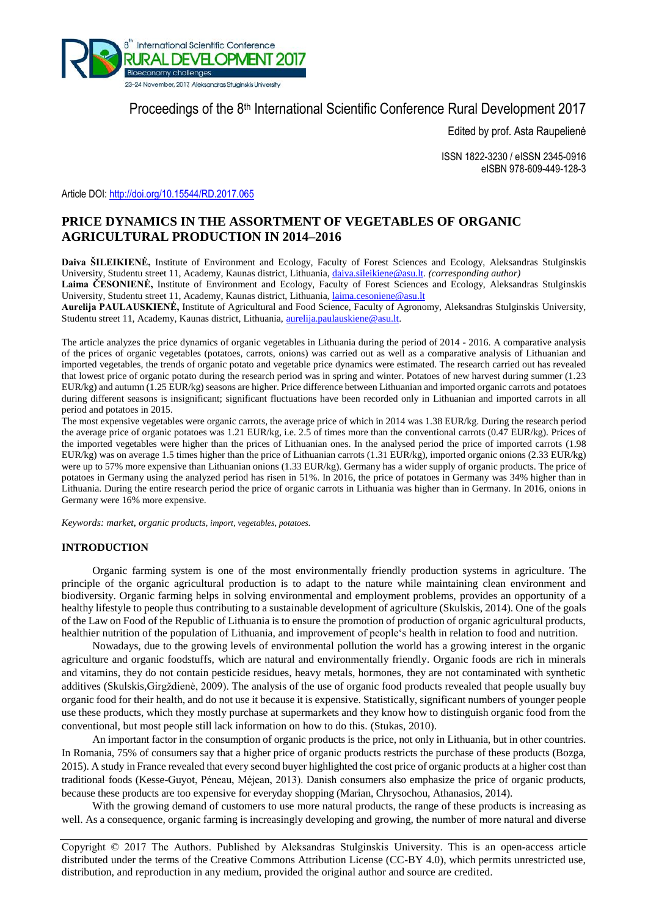Proceedings of the 8th International Scientific Conference Rural Development 2017

Edited by prof. Asta Raupelienė

ISSN 1822-3230 / eISSN 2345-0916
eISBN 978-609-449-128-3

Article DOI: http://doi.org/10.15544/RD.2017.065

# PRICE DYNAMICS IN THE ASSORTMENT OF VEGETABLES OF ORGANIC AGRICULTURAL PRODUCTION IN 2014–2016

**Daiva ŠILEIKIENĖ,** Institute of Environment and Ecology, Faculty of Forest Sciences and Ecology, Aleksandras Stulginskis University, Studentu street 11, Academy, Kaunas district, Lithuania, daiva.sileikiene@asu.lt. *(corresponding author)*
**Laima ČESONIENĖ,** Institute of Environment and Ecology, Faculty of Forest Sciences and Ecology, Aleksandras Stulginskis University, Studentu street 11, Academy, Kaunas district, Lithuania, laima.cesoniene@asu.lt
**Aurelija PAULAUSKIENĖ,** Institute of Agricultural and Food Science, Faculty of Agronomy, Aleksandras Stulginskis University, Studentu street 11, Academy, Kaunas district, Lithuania, aurelija.paulauskiene@asu.lt.

The article analyzes the price dynamics of organic vegetables in Lithuania during the period of 2014 - 2016. A comparative analysis of the prices of organic vegetables (potatoes, carrots, onions) was carried out as well as a comparative analysis of Lithuanian and imported vegetables, the trends of organic potato and vegetable price dynamics were estimated. The research carried out has revealed that lowest price of organic potato during the research period was in spring and winter. Potatoes of new harvest during summer (1.23 EUR/kg) and autumn (1.25 EUR/kg) seasons are higher. Price difference between Lithuanian and imported organic carrots and potatoes during different seasons is insignificant; significant fluctuations have been recorded only in Lithuanian and imported carrots in all period and potatoes in 2015.

The most expensive vegetables were organic carrots, the average price of which in 2014 was 1.38 EUR/kg. During the research period the average price of organic potatoes was 1.21 EUR/kg, i.e. 2.5 of times more than the conventional carrots (0.47 EUR/kg). Prices of the imported vegetables were higher than the prices of Lithuanian ones. In the analysed period the price of imported carrots (1.98 EUR/kg) was on average 1.5 times higher than the price of Lithuanian carrots (1.31 EUR/kg), imported organic onions (2.33 EUR/kg) were up to 57% more expensive than Lithuanian onions (1.33 EUR/kg). Germany has a wider supply of organic products. The price of potatoes in Germany using the analyzed period has risen in 51%. In 2016, the price of potatoes in Germany was 34% higher than in Lithuania. During the entire research period the price of organic carrots in Lithuania was higher than in Germany. In 2016, onions in Germany were 16% more expensive.

*Keywords: market, organic products, import, vegetables, potatoes.*

## INTRODUCTION

Organic farming system is one of the most environmentally friendly production systems in agriculture. The principle of the organic agricultural production is to adapt to the nature while maintaining clean environment and biodiversity. Organic farming helps in solving environmental and employment problems, provides an opportunity of a healthy lifestyle to people thus contributing to a sustainable development of agriculture (Skulskis, 2014). One of the goals of the Law on Food of the Republic of Lithuania is to ensure the promotion of production of organic agricultural products, healthier nutrition of the population of Lithuania, and improvement of people's health in relation to food and nutrition.

Nowadays, due to the growing levels of environmental pollution the world has a growing interest in the organic agriculture and organic foodstuffs, which are natural and environmentally friendly. Organic foods are rich in minerals and vitamins, they do not contain pesticide residues, heavy metals, hormones, they are not contaminated with synthetic additives (Skulskis,Girgždienė, 2009). The analysis of the use of organic food products revealed that people usually buy organic food for their health, and do not use it because it is expensive. Statistically, significant numbers of younger people use these products, which they mostly purchase at supermarkets and they know how to distinguish organic food from the conventional, but most people still lack information on how to do this. (Stukas, 2010).

An important factor in the consumption of organic products is the price, not only in Lithuania, but in other countries. In Romania, 75% of consumers say that a higher price of organic products restricts the purchase of these products (Bozga, 2015). A study in France revealed that every second buyer highlighted the cost price of organic products at a higher cost than traditional foods (Kesse-Guyot, Péneau, Méjean, 2013). Danish consumers also emphasize the price of organic products, because these products are too expensive for everyday shopping (Marian, Chrysochou, Athanasios, 2014).

With the growing demand of customers to use more natural products, the range of these products is increasing as well. As a consequence, organic farming is increasingly developing and growing, the number of more natural and diverse

Copyright © 2017 The Authors. Published by Aleksandras Stulginskis University. This is an open-access article distributed under the terms of the Creative Commons Attribution License (CC-BY 4.0), which permits unrestricted use, distribution, and reproduction in any medium, provided the original author and source are credited.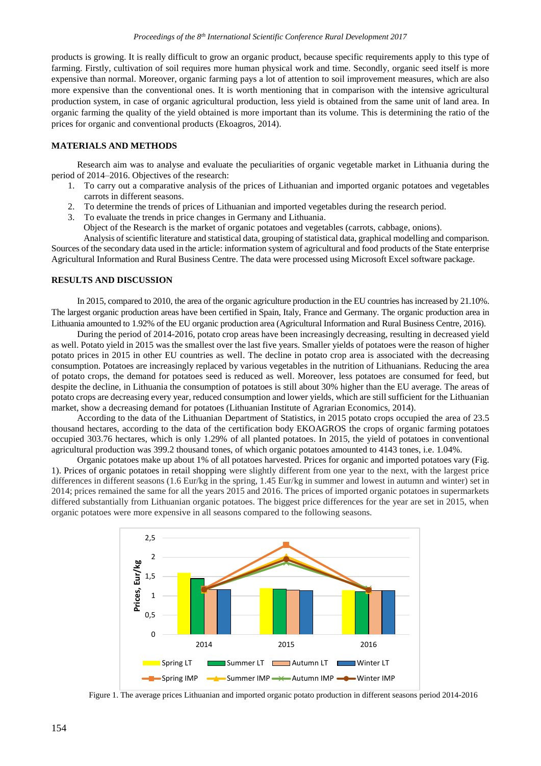products is growing. It is really difficult to grow an organic product, because specific requirements apply to this type of farming. Firstly, cultivation of soil requires more human physical work and time. Secondly, organic seed itself is more expensive than normal. Moreover, organic farming pays a lot of attention to soil improvement measures, which are also more expensive than the conventional ones. It is worth mentioning that in comparison with the intensive agricultural production system, in case of organic agricultural production, less yield is obtained from the same unit of land area. In organic farming the quality of the yield obtained is more important than its volume. This is determining the ratio of the prices for organic and conventional products (Ekoagros, 2014).

## MATERIALS AND METHODS

Research aim was to analyse and evaluate the peculiarities of organic vegetable market in Lithuania during the period of 2014–2016. Objectives of the research:

1. To carry out a comparative analysis of the prices of Lithuanian and imported organic potatoes and vegetables carrots in different seasons.
2. To determine the trends of prices of Lithuanian and imported vegetables during the research period.
3. To evaluate the trends in price changes in Germany and Lithuania.

Object of the Research is the market of organic potatoes and vegetables (carrots, cabbage, onions).

Analysis of scientific literature and statistical data, grouping of statistical data, graphical modelling and comparison. Sources of the secondary data used in the article: information system of agricultural and food products of the State enterprise Agricultural Information and Rural Business Centre. The data were processed using Microsoft Excel software package.

## RESULTS AND DISCUSSION

In 2015, compared to 2010, the area of the organic agriculture production in the EU countries has increased by 21.10%. The largest organic production areas have been certified in Spain, Italy, France and Germany. The organic production area in Lithuania amounted to 1.92% of the EU organic production area (Agricultural Information and Rural Business Centre, 2016).

During the period of 2014-2016, potato crop areas have been increasingly decreasing, resulting in decreased yield as well. Potato yield in 2015 was the smallest over the last five years. Smaller yields of potatoes were the reason of higher potato prices in 2015 in other EU countries as well. The decline in potato crop area is associated with the decreasing consumption. Potatoes are increasingly replaced by various vegetables in the nutrition of Lithuanians. Reducing the area of potato crops, the demand for potatoes seed is reduced as well. Moreover, less potatoes are consumed for feed, but despite the decline, in Lithuania the consumption of potatoes is still about 30% higher than the EU average. The areas of potato crops are decreasing every year, reduced consumption and lower yields, which are still sufficient for the Lithuanian market, show a decreasing demand for potatoes (Lithuanian Institute of Agrarian Economics, 2014).

According to the data of the Lithuanian Department of Statistics, in 2015 potato crops occupied the area of 23.5 thousand hectares, according to the data of the certification body EKOAGROS the crops of organic farming potatoes occupied 303.76 hectares, which is only 1.29% of all planted potatoes. In 2015, the yield of potatoes in conventional agricultural production was 399.2 thousand tones, of which organic potatoes amounted to 4143 tones, i.e. 1.04%.

Organic potatoes make up about 1% of all potatoes harvested. Prices for organic and imported potatoes vary (Fig. 1). Prices of organic potatoes in retail shopping were slightly different from one year to the next, with the largest price differences in different seasons (1.6 Eur/kg in the spring, 1.45 Eur/kg in summer and lowest in autumn and winter) set in 2014; prices remained the same for all the years 2015 and 2016. The prices of imported organic potatoes in supermarkets differed substantially from Lithuanian organic potatoes. The biggest price differences for the year are set in 2015, when organic potatoes were more expensive in all seasons compared to the following seasons.

Figure 1. The average prices Lithuanian and imported organic potato production in different seasons period 2014-2016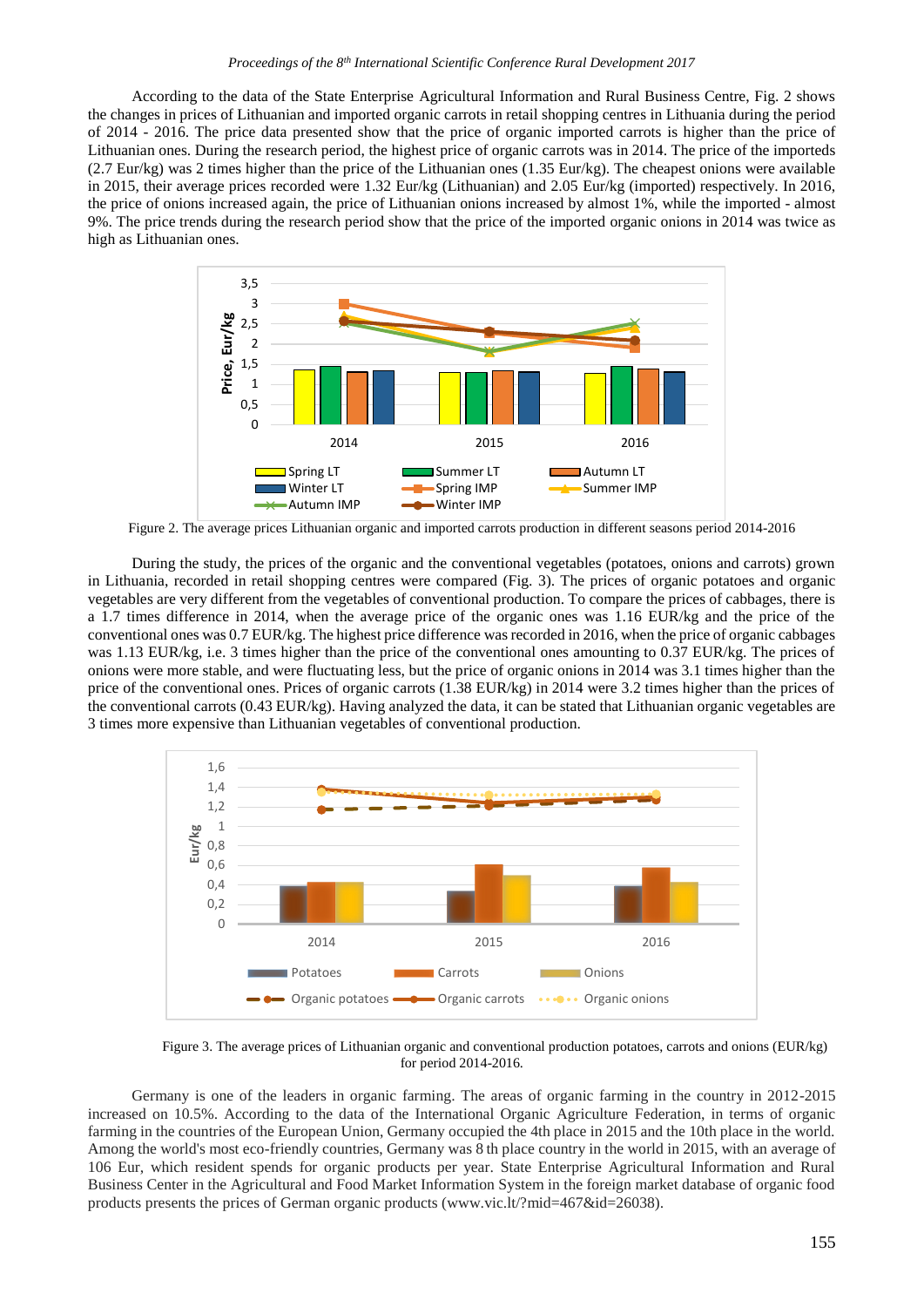According to the data of the State Enterprise Agricultural Information and Rural Business Centre, Fig. 2 shows the changes in prices of Lithuanian and imported organic carrots in retail shopping centres in Lithuania during the period of 2014 - 2016. The price data presented show that the price of organic imported carrots is higher than the price of Lithuanian ones. During the research period, the highest price of organic carrots was in 2014. The price of the imported (2.7 Eur/kg) was 2 times higher than the price of the Lithuanian ones (1.35 Eur/kg). The cheapest onions were available in 2015, their average prices recorded were 1.32 Eur/kg (Lithuanian) and 2.05 Eur/kg (imported) respectively. In 2016, the price of onions increased again, the price of Lithuanian onions increased by almost 1%, while the imported - almost 9%. The price trends during the research period show that the price of the imported organic onions in 2014 was twice as high as Lithuanian ones.

Figure 2. The average prices Lithuanian organic and imported carrots production in different seasons period 2014-2016

During the study, the prices of the organic and the conventional vegetables (potatoes, onions and carrots) grown in Lithuania, recorded in retail shopping centres were compared (Fig. 3). The prices of organic potatoes and organic vegetables are very different from the vegetables of conventional production. To compare the prices of cabbages, there is a 1.7 times difference in 2014, when the average price of the organic ones was 1.16 EUR/kg and the price of the conventional ones was 0.7 EUR/kg. The highest price difference was recorded in 2016, when the price of organic cabbages was 1.13 EUR/kg, i.e. 3 times higher than the price of the conventional ones amounting to 0.37 EUR/kg. The prices of onions were more stable, and were fluctuating less, but the price of organic onions in 2014 was 3.1 times higher than the price of the conventional ones. Prices of organic carrots (1.38 EUR/kg) in 2014 were 3.2 times higher than the prices of the conventional carrots (0.43 EUR/kg). Having analyzed the data, it can be stated that Lithuanian organic vegetables are 3 times more expensive than Lithuanian vegetables of conventional production.

Figure 3. The average prices of Lithuanian organic and conventional production potatoes, carrots and onions (EUR/kg) for period 2014-2016.

Germany is one of the leaders in organic farming. The areas of organic farming in the country in 2012-2015 increased on 10.5%. According to the data of the International Organic Agriculture Federation, in terms of organic farming in the countries of the European Union, Germany occupied the 4th place in 2015 and the 10th place in the world. Among the world's most eco-friendly countries, Germany was 8 th place country in the world in 2015, with an average of 106 Eur, which resident spends for organic products per year. State Enterprise Agricultural Information and Rural Business Center in the Agricultural and Food Market Information System in the foreign market database of organic food products presents the prices of German organic products (www.vic.lt/?mid=467&id=26038).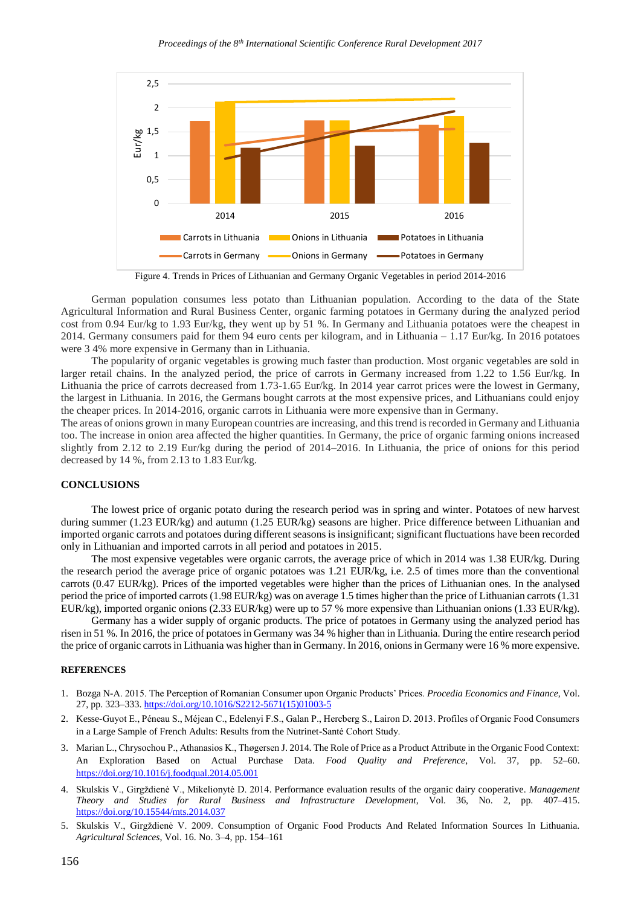Figure 4. Trends in Prices of Lithuanian and Germany Organic Vegetables in period 2014-2016

German population consumes less potato than Lithuanian population. According to the data of the State Agricultural Information and Rural Business Center, organic farming potatoes in Germany during the analyzed period cost from 0.94 Eur/kg to 1.93 Eur/kg, they went up by 51 %. In Germany and Lithuania potatoes were the cheapest in 2014. Germany consumers paid for them 94 euro cents per kilogram, and in Lithuania – 1.17 Eur/kg. In 2016 potatoes were 3 4% more expensive in Germany than in Lithuania.

The popularity of organic vegetables is growing much faster than production. Most organic vegetables are sold in larger retail chains. In the analyzed period, the price of carrots in Germany increased from 1.22 to 1.56 Eur/kg. In Lithuania the price of carrots decreased from 1.73-1.65 Eur/kg. In 2014 year carrot prices were the lowest in Germany, the largest in Lithuania. In 2016, the Germans bought carrots at the most expensive prices, and Lithuanians could enjoy the cheaper prices. In 2014-2016, organic carrots in Lithuania were more expensive than in Germany.

The areas of onions grown in many European countries are increasing, and this trend is recorded in Germany and Lithuania too. The increase in onion area affected the higher quantities. In Germany, the price of organic farming onions increased slightly from 2.12 to 2.19 Eur/kg during the period of 2014–2016. In Lithuania, the price of onions for this period decreased by 14 %, from 2.13 to 1.83 Eur/kg.

## CONCLUSIONS

The lowest price of organic potato during the research period was in spring and winter. Potatoes of new harvest during summer (1.23 EUR/kg) and autumn (1.25 EUR/kg) seasons are higher. Price difference between Lithuanian and imported organic carrots and potatoes during different seasons is insignificant; significant fluctuations have been recorded only in Lithuanian and imported carrots in all period and potatoes in 2015.

The most expensive vegetables were organic carrots, the average price of which in 2014 was 1.38 EUR/kg. During the research period the average price of organic potatoes was 1.21 EUR/kg, i.e. 2.5 of times more than the conventional carrots (0.47 EUR/kg). Prices of the imported vegetables were higher than the prices of Lithuanian ones. In the analysed period the price of imported carrots (1.98 EUR/kg) was on average 1.5 times higher than the price of Lithuanian carrots (1.31 EUR/kg), imported organic onions (2.33 EUR/kg) were up to 57 % more expensive than Lithuanian onions (1.33 EUR/kg).

Germany has a wider supply of organic products. The price of potatoes in Germany using the analyzed period has risen in 51 %. In 2016, the price of potatoes in Germany was 34 % higher than in Lithuania. During the entire research period the price of organic carrots in Lithuania was higher than in Germany. In 2016, onions in Germany were 16 % more expensive.

## REFERENCES

1. Bozga N-A. 2015. The Perception of Romanian Consumer upon Organic Products' Prices. *Procedia Economics and Finance*, Vol. 27, pp. 323–333. https://doi.org/10.1016/S2212-5671(15)01003-5
2. Kesse-Guyot E., Péneau S., Méjean C., Edelenyi F.S., Galan P., Hercberg S., Lairon D. 2013. Profiles of Organic Food Consumers in a Large Sample of French Adults: Results from the Nutrinet-Santé Cohort Study.
3. Marian L., Chrysochou P., Athanasios K., Thøgersen J. 2014. The Role of Price as a Product Attribute in the Organic Food Context: An Exploration Based on Actual Purchase Data. *Food Quality and Preference*, Vol. 37, pp. 52–60. https://doi.org/10.1016/j.foodqual.2014.05.001
4. Skulskis V., Girgždienė V., Mikelionytė D. 2014. Performance evaluation results of the organic dairy cooperative. *Management Theory and Studies for Rural Business and Infrastructure Development*, Vol. 36, No. 2, pp. 407–415. https://doi.org/10.15544/mts.2014.037
5. Skulskis V., Girgždienė V. 2009. Consumption of Organic Food Products And Related Information Sources In Lithuania. *Agricultural Sciences*, Vol. 16. No. 3–4, pp. 154–161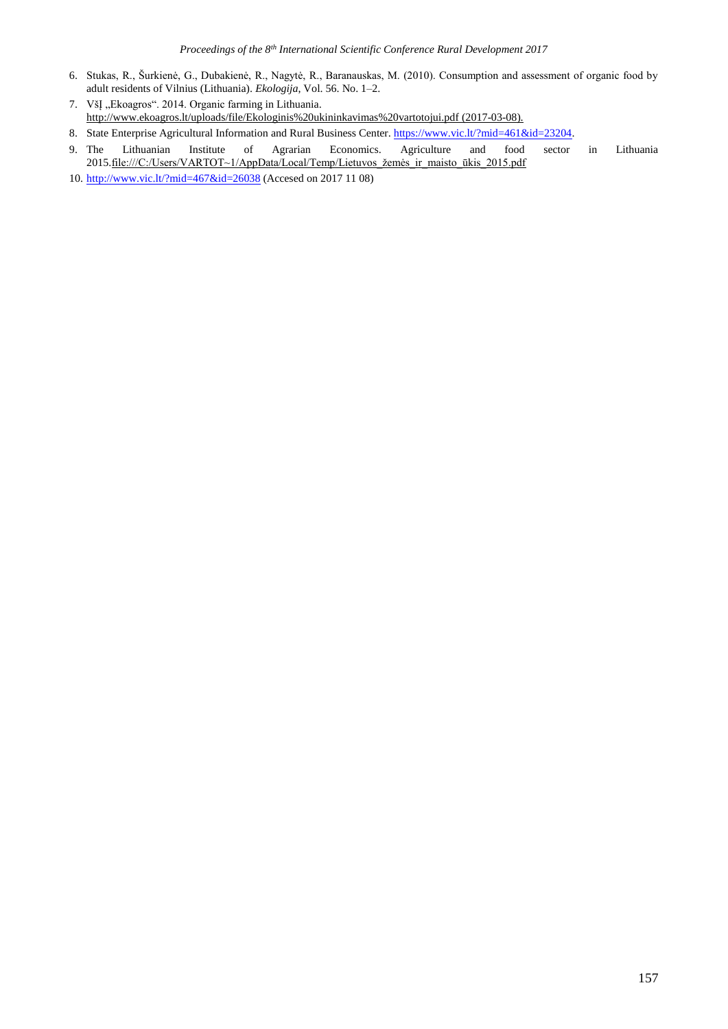6. Stukas, R., Šurkienė, G., Dubakienė, R., Nagytė, R., Baranauskas, M. (2010). Consumption and assessment of organic food by adult residents of Vilnius (Lithuania). *Ekologija*, Vol. 56. No. 1–2.
7. VšĮ „Ekoagros". 2014. Organic farming in Lithuania. http://www.ekoagros.lt/uploads/file/Ekologinis%20ukininkavimas%20vartotojui.pdf (2017-03-08).
8. State Enterprise Agricultural Information and Rural Business Center. https://www.vic.lt/?mid=461&id=23204.
9. The Lithuanian Institute of Agrarian Economics. Agriculture and food sector in Lithuania 2015.file:///C:/Users/VARTOT~1/AppData/Local/Temp/Lietuvos_žemės_ir_maisto_ūkis_2015.pdf
10. http://www.vic.lt/?mid=467&id=26038 (Accesed on 2017 11 08)